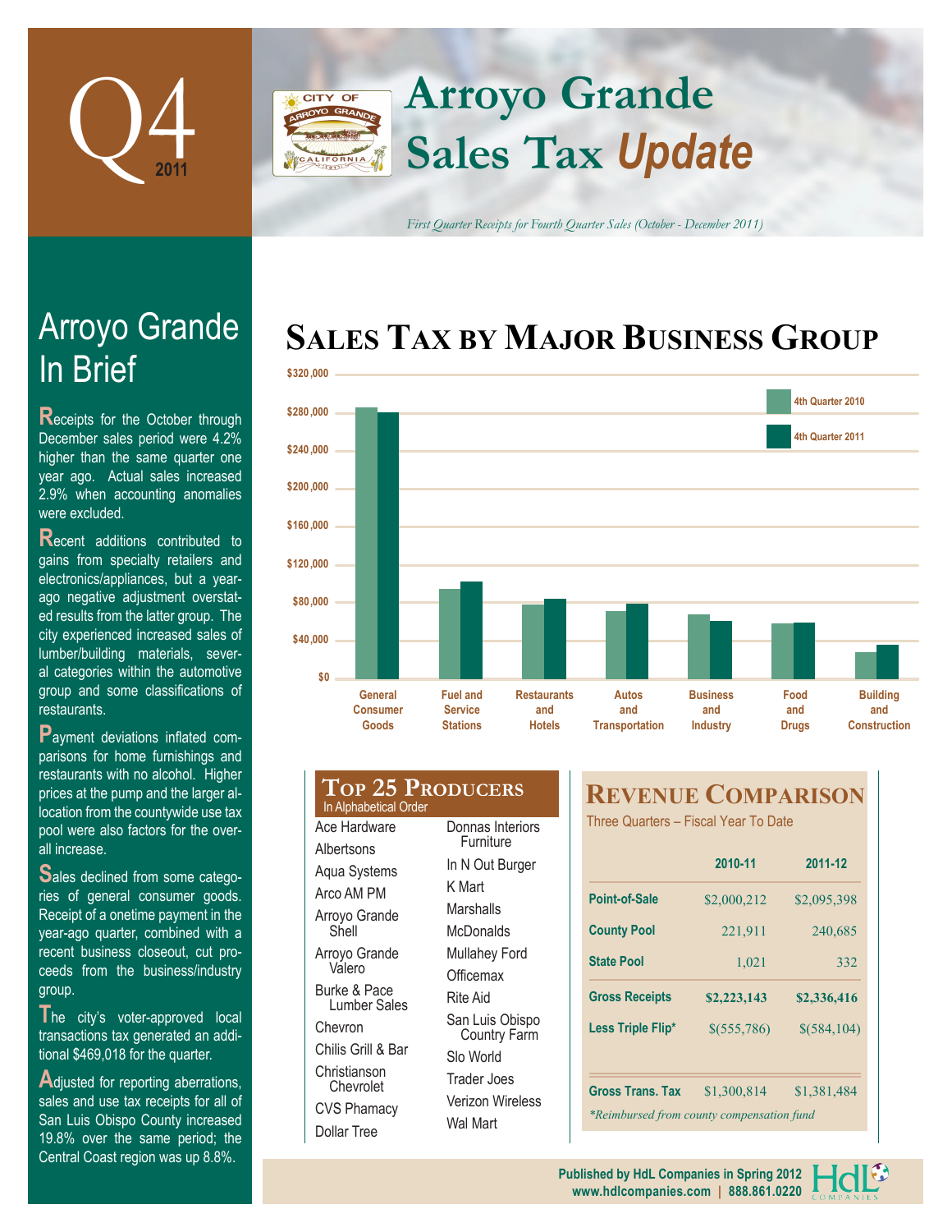# Q4 2011

# Arroyo Grande Sales Tax *Update*

*First Quarter Receipts for Fourth Quarter Sales (October - December 2011)*

## Arroyo Grande In Brief

Receipts for the October through December sales period were 4.2% higher than the same quarter one year ago. Actual sales increased 2.9% when accounting anomalies were excluded.

Recent additions contributed to gains from specialty retailers and electronics/appliances, but a year-ago negative adjustment overstated results from the latter group. The city experienced increased sales of lumber/building materials, several categories within the automotive group and some classifications of restaurants.

Payment deviations inflated comparisons for home furnishings and restaurants with no alcohol. Higher prices at the pump and the larger allocation from the countywide use tax pool were also factors for the overall increase.

Sales declined from some categories of general consumer goods. Receipt of a onetime payment in the year-ago quarter, combined with a recent business closeout, cut proceeds from the business/industry group.

The city's voter-approved local transactions tax generated an additional $469,018 for the quarter.

Adjusted for reporting aberrations, sales and use tax receipts for all of San Luis Obispo County increased 19.8% over the same period; the Central Coast region was up 8.8%.

## Sales Tax by Major Business Group

| Business Group | 4th Quarter 2010 | 4th Quarter 2011 |
|---|---|---|
| General Consumer Goods | ~$285,000 | ~$280,000 |
| Fuel and Service Stations | ~$95,000 | ~$102,000 |
| Restaurants and Hotels | ~$78,000 | ~$84,000 |
| Autos and Transportation | ~$72,000 | ~$79,000 |
| Business and Industry | ~$68,000 | ~$61,000 |
| Food and Drugs | ~$58,000 | ~$59,000 |
| Building and Construction | ~$29,000 | ~$36,000 |

## Top 25 Producers

In Alphabetical Order

- Ace Hardware
- Albertsons
- Aqua Systems
- Arco AM PM
- Arroyo Grande Shell
- Arroyo Grande Valero
- Burke & Pace Lumber Sales
- Chevron
- Chilis Grill & Bar
- Christianson Chevrolet
- CVS Phamacy
- Dollar Tree
- Donnas Interiors Furniture
- In N Out Burger
- K Mart
- Marshalls
- McDonalds
- Mullahey Ford
- Officemax
- Rite Aid
- San Luis Obispo Country Farm
- Slo World
- Trader Joes
- Verizon Wireless
- Wal Mart

## Revenue Comparison

Three Quarters – Fiscal Year To Date

| | 2010-11 | 2011-12 |
|---|---|---|
| Point-of-Sale | $2,000,212 | $2,095,398 |
| County Pool | 221,911 | 240,685 |
| State Pool | 1,021 | 332 |
| **Gross Receipts** | **$2,223,143** | **$2,336,416** |
| Less Triple Flip* | $(555,786) | $(584,104) |
| Gross Trans. Tax | $1,300,814 | $1,381,484 |

*Reimbursed from county compensation fund

Published by HdL Companies in Spring 2012
www.hdlcompanies.com | 888.861.0220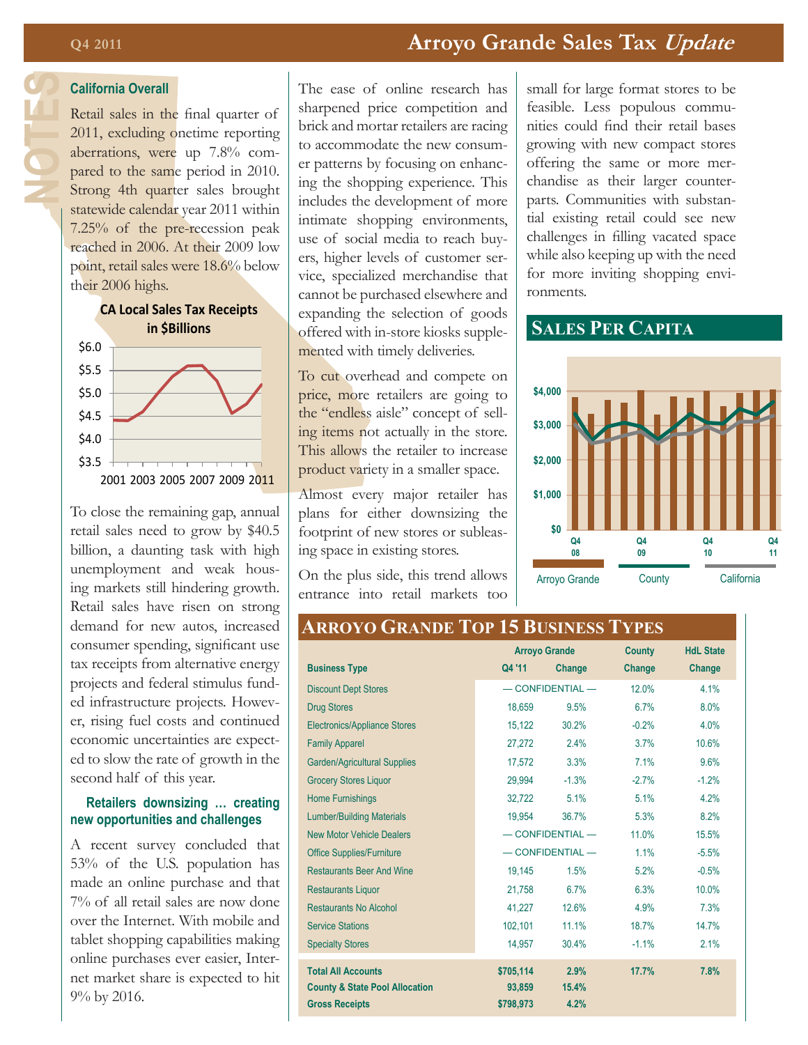# Arroyo Grande Sales Tax *Update*

Q4 2011

NOTES

### California Overall

Retail sales in the final quarter of 2011, excluding onetime reporting aberrations, were up 7.8% compared to the same period in 2010. Strong 4th quarter sales brought statewide calendar year 2011 within 7.25% of the pre-recession peak reached in 2006. At their 2009 low point, retail sales were 18.6% below their 2006 highs.

**CA Local Sales Tax Receipts in $Billions**

$6.0
$5.5
$5.0
$4.5
$4.0
$3.5

2001 2003 2005 2007 2009 2011

To close the remaining gap, annual retail sales need to grow by $40.5 billion, a daunting task with high unemployment and weak housing markets still hindering growth. Retail sales have risen on strong demand for new autos, increased consumer spending, significant use tax receipts from alternative energy projects and federal stimulus funded infrastructure projects. However, rising fuel costs and continued economic uncertainties are expected to slow the rate of growth in the second half of this year.

### Retailers downsizing … creating new opportunities and challenges

A recent survey concluded that 53% of the U.S. population has made an online purchase and that 7% of all retail sales are now done over the Internet. With mobile and tablet shopping capabilities making online purchases ever easier, Internet market share is expected to hit 9% by 2016.

The ease of online research has sharpened price competition and brick and mortar retailers are racing to accommodate the new consumer patterns by focusing on enhancing the shopping experience. This includes the development of more intimate shopping environments, use of social media to reach buyers, higher levels of customer service, specialized merchandise that cannot be purchased elsewhere and expanding the selection of goods offered with in-store kiosks supplemented with timely deliveries.

To cut overhead and compete on price, more retailers are going to the "endless aisle" concept of selling items not actually in the store. This allows the retailer to increase product variety in a smaller space.

Almost every major retailer has plans for either downsizing the footprint of new stores or subleasing space in existing stores.

On the plus side, this trend allows entrance into retail markets too small for large format stores to be feasible. Less populous communities could find their retail bases growing with new compact stores offering the same or more merchandise as their larger counterparts. Communities with substantial existing retail could see new challenges in filling vacated space while also keeping up with the need for more inviting shopping environments.

## Sales Per Capita

$4,000
$3,000
$2,000
$1,000
$0

Q4 08 Q4 09 Q4 10 Q4 11

Arroyo Grande County California

## Arroyo Grande Top 15 Business Types

| | Arroyo Grande | | County | HdL State |
|---|---|---|---|---|
| **Business Type** | **Q4 '11** | **Change** | **Change** | **Change** |
| Discount Dept Stores | — CONFIDENTIAL — | | 12.0% | 4.1% |
| Drug Stores | 18,659 | 9.5% | 6.7% | 8.0% |
| Electronics/Appliance Stores | 15,122 | 30.2% | -0.2% | 4.0% |
| Family Apparel | 27,272 | 2.4% | 3.7% | 10.6% |
| Garden/Agricultural Supplies | 17,572 | 3.3% | 7.1% | 9.6% |
| Grocery Stores Liquor | 29,994 | -1.3% | -2.7% | -1.2% |
| Home Furnishings | 32,722 | 5.1% | 5.1% | 4.2% |
| Lumber/Building Materials | 19,954 | 36.7% | 5.3% | 8.2% |
| New Motor Vehicle Dealers | — CONFIDENTIAL — | | 11.0% | 15.5% |
| Office Supplies/Furniture | — CONFIDENTIAL — | | 1.1% | -5.5% |
| Restaurants Beer And Wine | 19,145 | 1.5% | 5.2% | -0.5% |
| Restaurants Liquor | 21,758 | 6.7% | 6.3% | 10.0% |
| Restaurants No Alcohol | 41,227 | 12.6% | 4.9% | 7.3% |
| Service Stations | 102,101 | 11.1% | 18.7% | 14.7% |
| Specialty Stores | 14,957 | 30.4% | -1.1% | 2.1% |
| **Total All Accounts** | **$705,114** | **2.9%** | **17.7%** | **7.8%** |
| **County & State Pool Allocation** | **93,859** | **15.4%** | | |
| **Gross Receipts** | **$798,973** | **4.2%** | | |